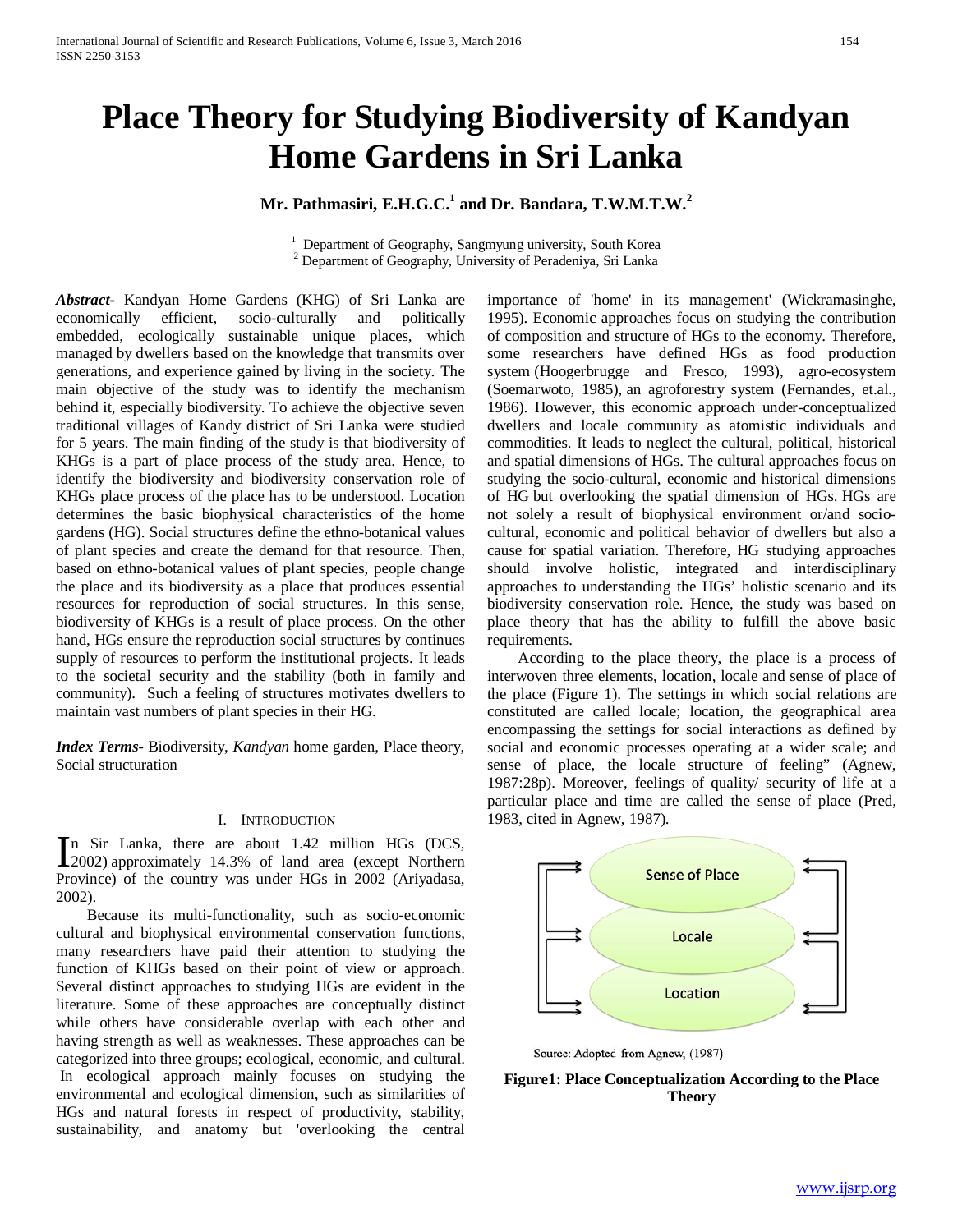# Place Theory for Studying Biodiversity of Kandyan Home Gardens in Sri Lanka

**Mr. Pathmasiri, E.H.G.C.[1] and Dr. Bandara, T.W.M.T.W.[2]**

[1] Department of Geography, Sangmyung university, South Korea
[2] Department of Geography, University of Peradeniya, Sri Lanka

***Abstract-*** Kandyan Home Gardens (KHG) of Sri Lanka are economically efficient, socio-culturally and politically embedded, ecologically sustainable unique places, which managed by dwellers based on the knowledge that transmits over generations, and experience gained by living in the society. The main objective of the study was to identify the mechanism behind it, especially biodiversity. To achieve the objective seven traditional villages of Kandy district of Sri Lanka were studied for 5 years. The main finding of the study is that biodiversity of KHGs is a part of place process of the study area. Hence, to identify the biodiversity and biodiversity conservation role of KHGs place process of the place has to be understood. Location determines the basic biophysical characteristics of the home gardens (HG). Social structures define the ethno-botanical values of plant species and create the demand for that resource. Then, based on ethno-botanical values of plant species, people change the place and its biodiversity as a place that produces essential resources for reproduction of social structures. In this sense, biodiversity of KHGs is a result of place process. On the other hand, HGs ensure the reproduction social structures by continues supply of resources to perform the institutional projects. It leads to the societal security and the stability (both in family and community). Such a feeling of structures motivates dwellers to maintain vast numbers of plant species in their HG.

***Index Terms-*** Biodiversity, *Kandyan* home garden, Place theory, Social structuration

## I. Introduction

In Sir Lanka, there are about 1.42 million HGs (DCS, 2002) approximately 14.3% of land area (except Northern Province) of the country was under HGs in 2002 (Ariyadasa, 2002).

Because its multi-functionality, such as socio-economic cultural and biophysical environmental conservation functions, many researchers have paid their attention to studying the function of KHGs based on their point of view or approach. Several distinct approaches to studying HGs are evident in the literature. Some of these approaches are conceptually distinct while others have considerable overlap with each other and having strength as well as weaknesses. These approaches can be categorized into three groups; ecological, economic, and cultural. In ecological approach mainly focuses on studying the environmental and ecological dimension, such as similarities of HGs and natural forests in respect of productivity, stability, sustainability, and anatomy but 'overlooking the central importance of 'home' in its management' (Wickramasinghe, 1995). Economic approaches focus on studying the contribution of composition and structure of HGs to the economy. Therefore, some researchers have defined HGs as food production system (Hoogerbrugge and Fresco, 1993), agro-ecosystem (Soemarwoto, 1985), an agroforestry system (Fernandes, et.al., 1986). However, this economic approach under-conceptualized dwellers and locale community as atomistic individuals and commodities. It leads to neglect the cultural, political, historical and spatial dimensions of HGs. The cultural approaches focus on studying the socio-cultural, economic and historical dimensions of HG but overlooking the spatial dimension of HGs. HGs are not solely a result of biophysical environment or/and socio-cultural, economic and political behavior of dwellers but also a cause for spatial variation. Therefore, HG studying approaches should involve holistic, integrated and interdisciplinary approaches to understanding the HGs' holistic scenario and its biodiversity conservation role. Hence, the study was based on place theory that has the ability to fulfill the above basic requirements.

According to the place theory, the place is a process of interwoven three elements, location, locale and sense of place of the place (Figure 1). The settings in which social relations are constituted are called locale; location, the geographical area encompassing the settings for social interactions as defined by social and economic processes operating at a wider scale; and sense of place, the locale structure of feeling" (Agnew, 1987:28p). Moreover, feelings of quality/ security of life at a particular place and time are called the sense of place (Pred, 1983, cited in Agnew, 1987).

Sense of Place

Locale

Location

Source: Adopted from Agnew, (1987)

**Figure1: Place Conceptualization According to the Place Theory**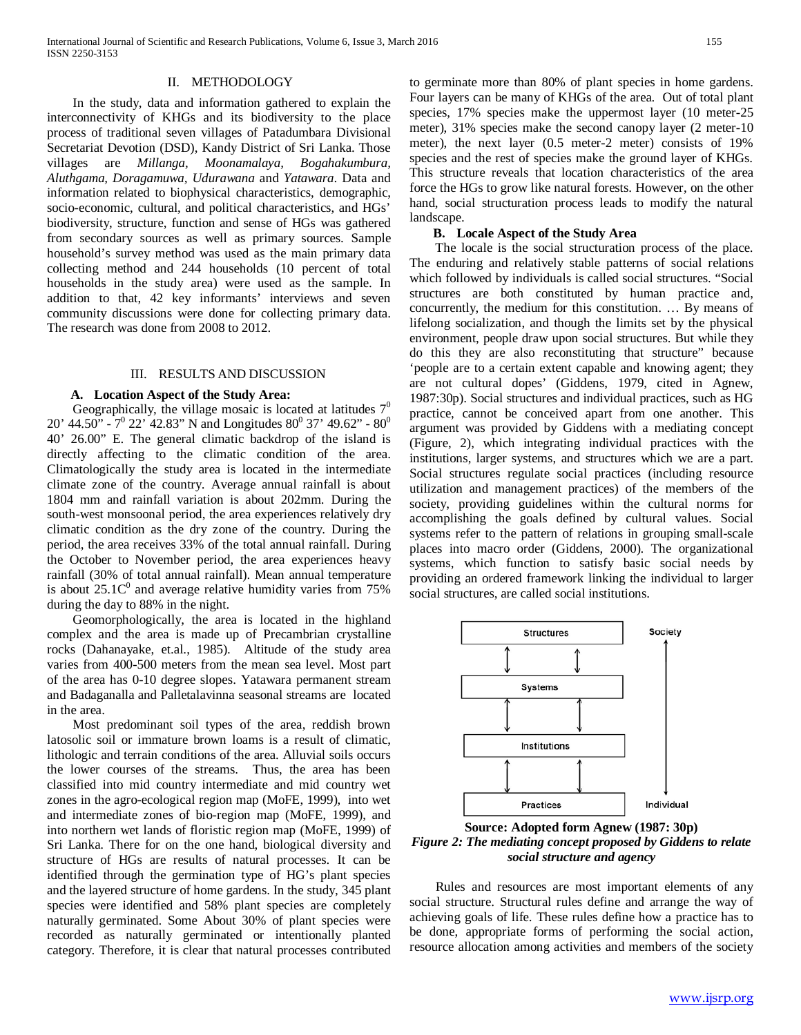## II. METHODOLOGY

In the study, data and information gathered to explain the interconnectivity of KHGs and its biodiversity to the place process of traditional seven villages of Patadumbara Divisional Secretariat Devotion (DSD), Kandy District of Sri Lanka. Those villages are *Millanga, Moonamalaya, Bogahakumbura, Aluthgama, Doragamuwa, Udurawana* and *Yatawara*. Data and information related to biophysical characteristics, demographic, socio-economic, cultural, and political characteristics, and HGs' biodiversity, structure, function and sense of HGs was gathered from secondary sources as well as primary sources. Sample household's survey method was used as the main primary data collecting method and 244 households (10 percent of total households in the study area) were used as the sample. In addition to that, 42 key informants' interviews and seven community discussions were done for collecting primary data. The research was done from 2008 to 2012.

## III. RESULTS AND DISCUSSION

### A. Location Aspect of the Study Area:

Geographically, the village mosaic is located at latitudes $7^0$ 20' 44.50" - $7^0$ 22' 42.83" N and Longitudes $80^0$ 37' 49.62" - $80^0$ 40' 26.00" E. The general climatic backdrop of the island is directly affecting to the climatic condition of the area. Climatologically the study area is located in the intermediate climate zone of the country. Average annual rainfall is about 1804 mm and rainfall variation is about 202mm. During the south-west monsoonal period, the area experiences relatively dry climatic condition as the dry zone of the country. During the period, the area receives 33% of the total annual rainfall. During the October to November period, the area experiences heavy rainfall (30% of total annual rainfall). Mean annual temperature is about $25.1C^0$ and average relative humidity varies from 75% during the day to 88% in the night.

Geomorphologically, the area is located in the highland complex and the area is made up of Precambrian crystalline rocks (Dahanayake, et.al., 1985). Altitude of the study area varies from 400-500 meters from the mean sea level. Most part of the area has 0-10 degree slopes. Yatawara permanent stream and Badaganalla and Palletalavinna seasonal streams are located in the area.

Most predominant soil types of the area, reddish brown latosolic soil or immature brown loams is a result of climatic, lithologic and terrain conditions of the area. Alluvial soils occurs the lower courses of the streams. Thus, the area has been classified into mid country intermediate and mid country wet zones in the agro-ecological region map (MoFE, 1999), into wet and intermediate zones of bio-region map (MoFE, 1999), and into northern wet lands of floristic region map (MoFE, 1999) of Sri Lanka. There for on the one hand, biological diversity and structure of HGs are results of natural processes. It can be identified through the germination type of HG's plant species and the layered structure of home gardens. In the study, 345 plant species were identified and 58% plant species are completely naturally germinated. Some About 30% of plant species were recorded as naturally germinated or intentionally planted category. Therefore, it is clear that natural processes contributed to germinate more than 80% of plant species in home gardens. Four layers can be many of KHGs of the area. Out of total plant species, 17% species make the uppermost layer (10 meter-25 meter), 31% species make the second canopy layer (2 meter-10 meter), the next layer (0.5 meter-2 meter) consists of 19% species and the rest of species make the ground layer of KHGs. This structure reveals that location characteristics of the area force the HGs to grow like natural forests. However, on the other hand, social structuration process leads to modify the natural landscape.

### B. Locale Aspect of the Study Area

The locale is the social structuration process of the place. The enduring and relatively stable patterns of social relations which followed by individuals is called social structures. "Social structures are both constituted by human practice and, concurrently, the medium for this constitution. … By means of lifelong socialization, and though the limits set by the physical environment, people draw upon social structures. But while they do this they are also reconstituting that structure" because 'people are to a certain extent capable and knowing agent; they are not cultural dopes' (Giddens, 1979, cited in Agnew, 1987:30p). Social structures and individual practices, such as HG practice, cannot be conceived apart from one another. This argument was provided by Giddens with a mediating concept (Figure, 2), which integrating individual practices with the institutions, larger systems, and structures which we are a part. Social structures regulate social practices (including resource utilization and management practices) of the members of the society, providing guidelines within the cultural norms for accomplishing the goals defined by cultural values. Social systems refer to the pattern of relations in grouping small-scale places into macro order (Giddens, 2000). The organizational systems, which function to satisfy basic social needs by providing an ordered framework linking the individual to larger social structures, are called social institutions.

Structures ↕ Systems ↕ Institutions ↕ Practices (Society ↕ Individual)

**Source: Adopted form Agnew (1987: 30p)**

***Figure 2: The mediating concept proposed by Giddens to relate social structure and agency***

Rules and resources are most important elements of any social structure. Structural rules define and arrange the way of achieving goals of life. These rules define how a practice has to be done, appropriate forms of performing the social action, resource allocation among activities and members of the society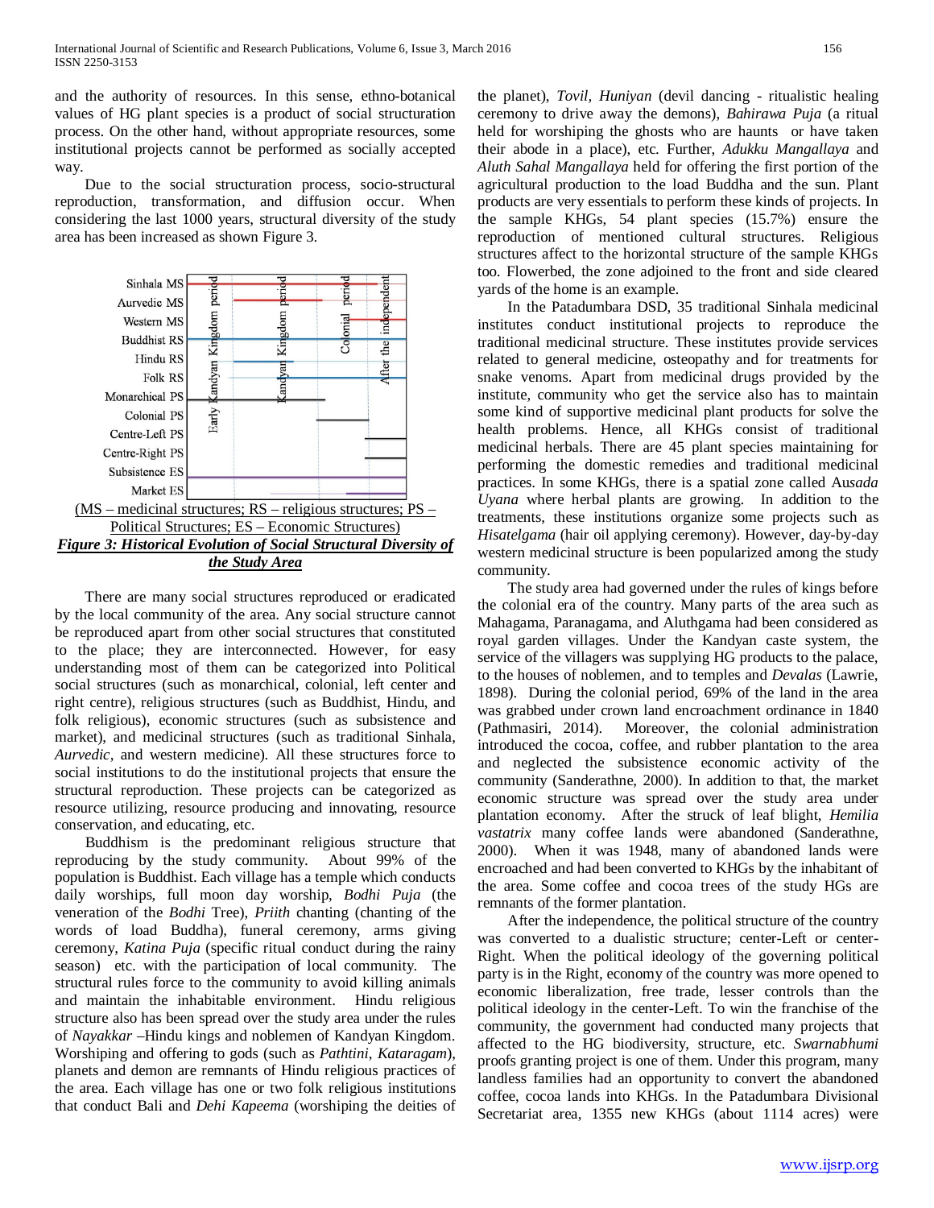and the authority of resources. In this sense, ethno-botanical values of HG plant species is a product of social structuration process. On the other hand, without appropriate resources, some institutional projects cannot be performed as socially accepted way.

Due to the social structuration process, socio-structural reproduction, transformation, and diffusion occur. When considering the last 1000 years, structural diversity of the study area has been increased as shown Figure 3.

(MS – medicinal structures; RS – religious structures; PS – Political Structures; ES – Economic Structures)

***Figure 3: Historical Evolution of Social Structural Diversity of the Study Area***

There are many social structures reproduced or eradicated by the local community of the area. Any social structure cannot be reproduced apart from other social structures that constituted to the place; they are interconnected. However, for easy understanding most of them can be categorized into Political social structures (such as monarchical, colonial, left center and right centre), religious structures (such as Buddhist, Hindu, and folk religious), economic structures (such as subsistence and market), and medicinal structures (such as traditional Sinhala, *Aurvedic*, and western medicine). All these structures force to social institutions to do the institutional projects that ensure the structural reproduction. These projects can be categorized as resource utilizing, resource producing and innovating, resource conservation, and educating, etc.

Buddhism is the predominant religious structure that reproducing by the study community. About 99% of the population is Buddhist. Each village has a temple which conducts daily worships, full moon day worship, *Bodhi Puja* (the veneration of the *Bodhi* Tree), *Priith* chanting (chanting of the words of load Buddha), funeral ceremony, arms giving ceremony, *Katina Puja* (specific ritual conduct during the rainy season) etc. with the participation of local community. The structural rules force to the community to avoid killing animals and maintain the inhabitable environment. Hindu religious structure also has been spread over the study area under the rules of *Nayakkar* –Hindu kings and noblemen of Kandyan Kingdom. Worshiping and offering to gods (such as *Paththini*, *Kataragam*), planets and demon are remnants of Hindu religious practices of the area. Each village has one or two folk religious institutions that conduct Bali and *Dehi Kapeema* (worshiping the deities of the planet), *Tovil*, *Huniyan* (devil dancing - ritualistic healing ceremony to drive away the demons), *Bahirawa Puja* (a ritual held for worshiping the ghosts who are haunts or have taken their abode in a place), etc. Further, *Adukku Mangallaya* and *Aluth Sahal Mangallaya* held for offering the first portion of the agricultural production to the load Buddha and the sun. Plant products are very essentials to perform these kinds of projects. In the sample KHGs, 54 plant species (15.7%) ensure the reproduction of mentioned cultural structures. Religious structures affect to the horizontal structure of the sample KHGs too. Flowerbed, the zone adjoined to the front and side cleared yards of the home is an example.

In the Patadumbara DSD, 35 traditional Sinhala medicinal institutes conduct institutional projects to reproduce the traditional medicinal structure. These institutes provide services related to general medicine, osteopathy and for treatments for snake venoms. Apart from medicinal drugs provided by the institute, community who get the service also has to maintain some kind of supportive medicinal plant products for solve the health problems. Hence, all KHGs consist of traditional medicinal herbals. There are 45 plant species maintaining for performing the domestic remedies and traditional medicinal practices. In some KHGs, there is a spatial zone called Au*sada Uyana* where herbal plants are growing. In addition to the treatments, these institutions organize some projects such as *Hisatelgama* (hair oil applying ceremony). However, day-by-day western medicinal structure is been popularized among the study community.

The study area had governed under the rules of kings before the colonial era of the country. Many parts of the area such as Mahagama, Paranagama, and Aluthgama had been considered as royal garden villages. Under the Kandyan caste system, the service of the villagers was supplying HG products to the palace, to the houses of noblemen, to temples and *Devalas* (Lawrie, 1898). During the colonial period, 69% of the land in the area was grabbed under crown land encroachment ordinance in 1840 (Pathmasiri, 2014). Moreover, the colonial administration introduced the cocoa, coffee, and rubber plantation to the area and neglected the subsistence economic activity of the community (Sanderathne, 2000). In addition to that, the market economic structure was spread over the study area under plantation economy. After the struck of leaf blight, *Hemilia vastatrix* many coffee lands were abandoned (Sanderathne, 2000). When it was 1948, many of abandoned lands were encroached and had been converted to KHGs by the inhabitant of the area. Some coffee and cocoa trees of the study HGs are remnants of the former plantation.

After the independence, the political structure of the country was converted to a dualistic structure; center-Left or center-Right. When the political ideology of the governing political party is in the Right, economy of the country was more opened to economic liberalization, free trade, lesser controls than the political ideology in the center-Left. To win the franchise of the community, the government had conducted many projects that affected to the HG biodiversity, structure, etc. *Swarnabhumi* proofs granting project is one of them. Under this program, many landless families had an opportunity to convert the abandoned coffee, cocoa lands into KHGs. In the Patadumbara Divisional Secretariat area, 1355 new KHGs (about 1114 acres) were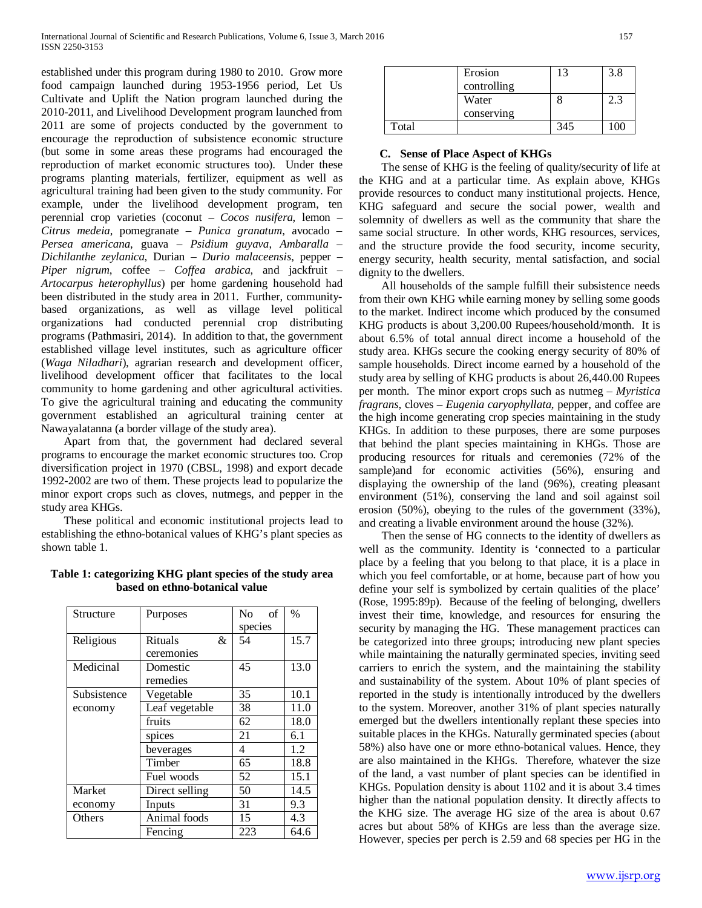established under this program during 1980 to 2010. Grow more food campaign launched during 1953-1956 period, Let Us Cultivate and Uplift the Nation program launched during the 2010-2011, and Livelihood Development program launched from 2011 are some of projects conducted by the government to encourage the reproduction of subsistence economic structure (but some in some areas these programs had encouraged the reproduction of market economic structures too). Under these programs planting materials, fertilizer, equipment as well as agricultural training had been given to the study community. For example, under the livelihood development program, ten perennial crop varieties (coconut – *Cocos nusifera*, lemon – *Citrus medeia*, pomegranate – *Punica granatum*, avocado – *Persea americana*, guava – *Psidium guyava*, *Ambaralla* – *Dichilanthe zeylanica*, Durian – *Durio malaceensis*, pepper – *Piper nigrum*, coffee – *Coffea arabica*, and jackfruit – *Artocarpus heterophyllus*) per home gardening household had been distributed in the study area in 2011. Further, community-based organizations, as well as village level political organizations had conducted perennial crop distributing programs (Pathmasiri, 2014). In addition to that, the government established village level institutes, such as agriculture officer (*Waga Niladhari*), agrarian research and development officer, livelihood development officer that facilitates to the local community to home gardening and other agricultural activities. To give the agricultural training and educating the community government established an agricultural training center at Nawayalatanna (a border village of the study area).

Apart from that, the government had declared several programs to encourage the market economic structures too. Crop diversification project in 1970 (CBSL, 1998) and export decade 1992-2002 are two of them. These projects lead to popularize the minor export crops such as cloves, nutmegs, and pepper in the study area KHGs.

These political and economic institutional projects lead to establishing the ethno-botanical values of KHG's plant species as shown table 1.

**Table 1: categorizing KHG plant species of the study area based on ethno-botanical value**

| Structure | Purposes | No of species | % |
|---|---|---|---|
| Religious | Rituals & ceremonies | 54 | 15.7 |
| Medicinal | Domestic remedies | 45 | 13.0 |
| Subsistence economy | Vegetable | 35 | 10.1 |
| | Leaf vegetable | 38 | 11.0 |
| | fruits | 62 | 18.0 |
| | spices | 21 | 6.1 |
| | beverages | 4 | 1.2 |
| | Timber | 65 | 18.8 |
| | Fuel woods | 52 | 15.1 |
| Market economy | Direct selling | 50 | 14.5 |
| | Inputs | 31 | 9.3 |
| Others | Animal foods | 15 | 4.3 |
| | Fencing | 223 | 64.6 |
| | Erosion controlling | 13 | 3.8 |
| | Water conserving | 8 | 2.3 |
| Total | | 345 | 100 |

### C. Sense of Place Aspect of KHGs

The sense of KHG is the feeling of quality/security of life at the KHG and at a particular time. As explain above, KHGs provide resources to conduct many institutional projects. Hence, KHG safeguard and secure the social power, wealth and solemnity of dwellers as well as the community that share the same social structure. In other words, KHG resources, services, and the structure provide the food security, income security, energy security, health security, mental satisfaction, and social dignity to the dwellers.

All households of the sample fulfill their subsistence needs from their own KHG while earning money by selling some goods to the market. Indirect income which produced by the consumed KHG products is about 3,200.00 Rupees/household/month. It is about 6.5% of total annual direct income a household of the study area. KHGs secure the cooking energy security of 80% of sample households. Direct income earned by a household of the study area by selling of KHG products is about 26,440.00 Rupees per month. The minor export crops such as nutmeg – *Myristica fragrans*, cloves – *Eugenia caryophyllata*, pepper, and coffee are the high income generating crop species maintaining in the study KHGs. In addition to these purposes, there are some purposes that behind the plant species maintaining in KHGs. Those are producing resources for rituals and ceremonies (72% of the sample)and for economic activities (56%), ensuring and displaying the ownership of the land (96%), creating pleasant environment (51%), conserving the land and soil against soil erosion (50%), obeying to the rules of the government (33%), and creating a livable environment around the house (32%).

Then the sense of HG connects to the identity of dwellers as well as the community. Identity is 'connected to a particular place by a feeling that you belong to that place, it is a place in which you feel comfortable, or at home, because part of how you define your self is symbolized by certain qualities of the place' (Rose, 1995:89p). Because of the feeling of belonging, dwellers invest their time, knowledge, and resources for ensuring the security by managing the HG. These management practices can be categorized into three groups; introducing new plant species while maintaining the naturally germinated species, inviting seed carriers to enrich the system, and the maintaining the stability and sustainability of the system. About 10% of plant species of reported in the study is intentionally introduced by the dwellers to the system. Moreover, another 31% of plant species naturally emerged but the dwellers intentionally replant these species into suitable places in the KHGs. Naturally germinated species (about 58%) also have one or more ethno-botanical values. Hence, they are also maintained in the KHGs. Therefore, whatever the size of the land, a vast number of plant species can be identified in KHGs. Population density is about 1102 and it is about 3.4 times higher than the national population density. It directly affects to the KHG size. The average HG size of the area is about 0.67 acres but about 58% of KHGs are less than the average size. However, species per perch is 2.59 and 68 species per HG in the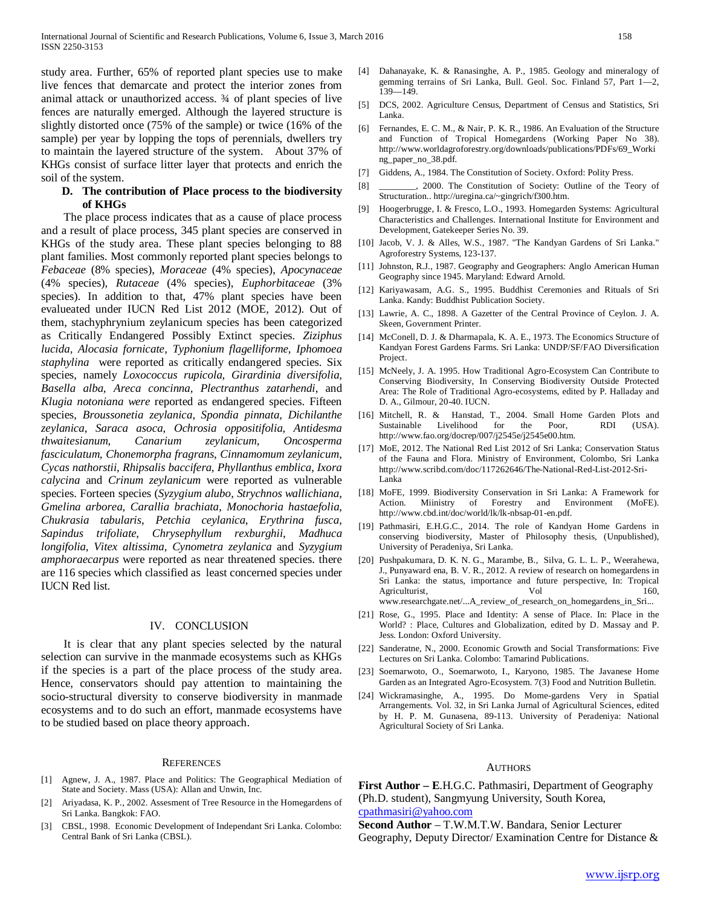study area. Further, 65% of reported plant species use to make live fences that demarcate and protect the interior zones from animal attack or unauthorized access. ¾ of plant species of live fences are naturally emerged. Although the layered structure is slightly distorted once (75% of the sample) or twice (16% of the sample) per year by lopping the tops of perennials, dwellers try to maintain the layered structure of the system. About 37% of KHGs consist of surface litter layer that protects and enrich the soil of the system.

### D. The contribution of Place process to the biodiversity of KHGs

The place process indicates that as a cause of place process and a result of place process, 345 plant species are conserved in KHGs of the study area. These plant species belonging to 88 plant families. Most commonly reported plant species belongs to *Febaceae* (8% species), *Moraceae* (4% species), *Apocynaceae* (4% species), *Rutaceae* (4% species), *Euphorbitaceae* (3% species). In addition to that, 47% plant species have been evalueated under IUCN Red List 2012 (MOE, 2012). Out of them, stachyphrynium zeylanicum species has been categorized as Critically Endangered Possibly Extinct species. *Ziziphus lucida, Alocasia fornicate, Typhonium flagelliforme, Iphomoea staphylina* were reported as critically endangered species. Six species, namely *Loxococcus rupicola, Girardinia diversifolia, Basella alba, Areca concinna, Plectranthus zatarhendi*, and *Klugia notoniana were* reported as endangered species. Fifteen species, *Broussonetia zeylanica, Spondia pinnata, Dichilanthe zeylanica, Saraca asoca, Ochrosia oppositifolia, Antidesma thwaitesianum, Canarium zeylanicum, Oncosperma fasciculatum, Chonemorpha fragrans, Cinnamomum zeylanicum, Cycas nathorstii, Rhipsalis baccifera, Phyllanthus emblica, Ixora calycina* and *Crinum zeylanicum* were reported as vulnerable species. Forteen species (*Syzygium alubo, Strychnos wallichiana, Gmelina arborea, Carallia brachiata, Monochoria hastaefolia, Chukrasia tabularis, Petchia ceylanica, Erythrina fusca, Sapindus trifoliate, Chrysephyllum rexburghii, Madhuca longifolia, Vitex altissima, Cynometra zeylanica* and *Syzygium amphoraecarpus* were reported as near threatened species. there are 116 species which classified as least concerned species under IUCN Red list.

## IV. CONCLUSION

It is clear that any plant species selected by the natural selection can survive in the manmade ecosystems such as KHGs if the species is a part of the place process of the study area. Hence, conservators should pay attention to maintaining the socio-structural diversity to conserve biodiversity in manmade ecosystems and to do such an effort, manmade ecosystems have to be studied based on place theory approach.

## REFERENCES

[1] Agnew, J. A., 1987. Place and Politics: The Geographical Mediation of State and Society. Mass (USA): Allan and Unwin, Inc.

[2] Ariyadasa, K. P., 2002. Assesment of Tree Resource in the Homegardens of Sri Lanka. Bangkok: FAO.

[3] CBSL, 1998. Economic Development of Independant Sri Lanka. Colombo: Central Bank of Sri Lanka (CBSL).

[4] Dahanayake, K. & Ranasinghe, A. P., 1985. Geology and mineralogy of gemming terrains of Sri Lanka, Bull. Geol. Soc. Finland 57, Part 1—2, 139—149.

[5] DCS, 2002. Agriculture Census, Department of Census and Statistics, Sri Lanka.

[6] Fernandes, E. C. M., & Nair, P. K. R., 1986. An Evaluation of the Structure and Function of Tropical Homegardens (Working Paper No 38). http://www.worldagroforestry.org/downloads/publications/PDFs/69_Working_paper_no_38.pdf.

[7] Giddens, A., 1984. The Constitution of Society. Oxford: Polity Press.

[8] ________, 2000. The Constitution of Society: Outline of the Teory of Structuration.. http://uregina.ca/~gingrich/f300.htm.

[9] Hoogerbrugge, I. & Fresco, L.O., 1993. Homegarden Systems: Agricultural Characteristics and Challenges. International Institute for Environment and Development, Gatekeeper Series No. 39.

[10] Jacob, V. J. & Alles, W.S., 1987. "The Kandyan Gardens of Sri Lanka." Agroforestry Systems, 123-137.

[11] Johnston, R.J., 1987. Geography and Geographers: Anglo American Human Geography since 1945. Maryland: Edward Arnold.

[12] Kariyawasam, A.G. S., 1995. Buddhist Ceremonies and Rituals of Sri Lanka. Kandy: Buddhist Publication Society.

[13] Lawrie, A. C., 1898. A Gazetter of the Central Province of Ceylon. J. A. Skeen, Government Printer.

[14] McConell, D. J. & Dharmapala, K. A. E., 1973. The Economics Structure of Kandyan Forest Gardens Farms. Sri Lanka: UNDP/SF/FAO Diversification Project.

[15] McNeely, J. A. 1995. How Traditional Agro-Ecosystem Can Contribute to Conserving Biodiversity, In Conserving Biodiversity Outside Protected Area: The Role of Traditional Agro-ecosystems, edited by P. Halladay and D. A., Gilmour, 20-40. IUCN.

[16] Mitchell, R. & Hanstad, T., 2004. Small Home Garden Plots and Sustainable Livelihood for the Poor, RDI (USA). http://www.fao.org/docrep/007/j2545e/j2545e00.htm.

[17] MoE, 2012. The National Red List 2012 of Sri Lanka; Conservation Status of the Fauna and Flora. Ministry of Environment, Colombo, Sri Lanka http://www.scribd.com/doc/117262646/The-National-Red-List-2012-Sri-Lanka

[18] MoFE, 1999. Biodiversity Conservation in Sri Lanka: A Framework for Action. Miinistry of Forestry and Environment (MoFE). http://www.cbd.int/doc/world/lk/lk-nbsap-01-en.pdf.

[19] Pathmasiri, E.H.G.C., 2014. The role of Kandyan Home Gardens in conserving biodiversity, Master of Philosophy thesis, (Unpublished), University of Peradeniya, Sri Lanka.

[20] Pushpakumara, D. K. N. G., Marambe, B., Silva, G. L. L. P., Weerahewa, J., Punyaward ena, B. V. R., 2012. A review of research on homegardens in Sri Lanka: the status, importance and future perspective, In: Tropical Agriculturist, Vol 160, www.researchgate.net/...A_review_of_research_on_homegardens_in_Sri...

[21] Rose, G., 1995. Place and Identity: A sense of Place. In: Place in the World? : Place, Cultures and Globalization, edited by D. Massay and P. Jess. London: Oxford University.

[22] Sanderatne, N., 2000. Economic Growth and Social Transformations: Five Lectures on Sri Lanka. Colombo: Tamarind Publications.

[23] Soemarwoto, O., Soemarwoto, I., Karyono, 1985. The Javanese Home Garden as an Integrated Agro-Ecosystem. 7(3) Food and Nutrition Bulletin.

[24] Wickramasinghe, A., 1995. Do Mome-gardens Very in Spatial Arrangements. Vol. 32, in Sri Lanka Jurnal of Agricultural Sciences, edited by H. P. M. Gunasena, 89-113. University of Peradeniya: National Agricultural Society of Sri Lanka.

## AUTHORS

**First Author – E**.H.G.C. Pathmasiri, Department of Geography (Ph.D. student), Sangmyung University, South Korea, cpathmasiri@yahoo.com

**Second Author** – T.W.M.T.W. Bandara, Senior Lecturer Geography, Deputy Director/ Examination Centre for Distance &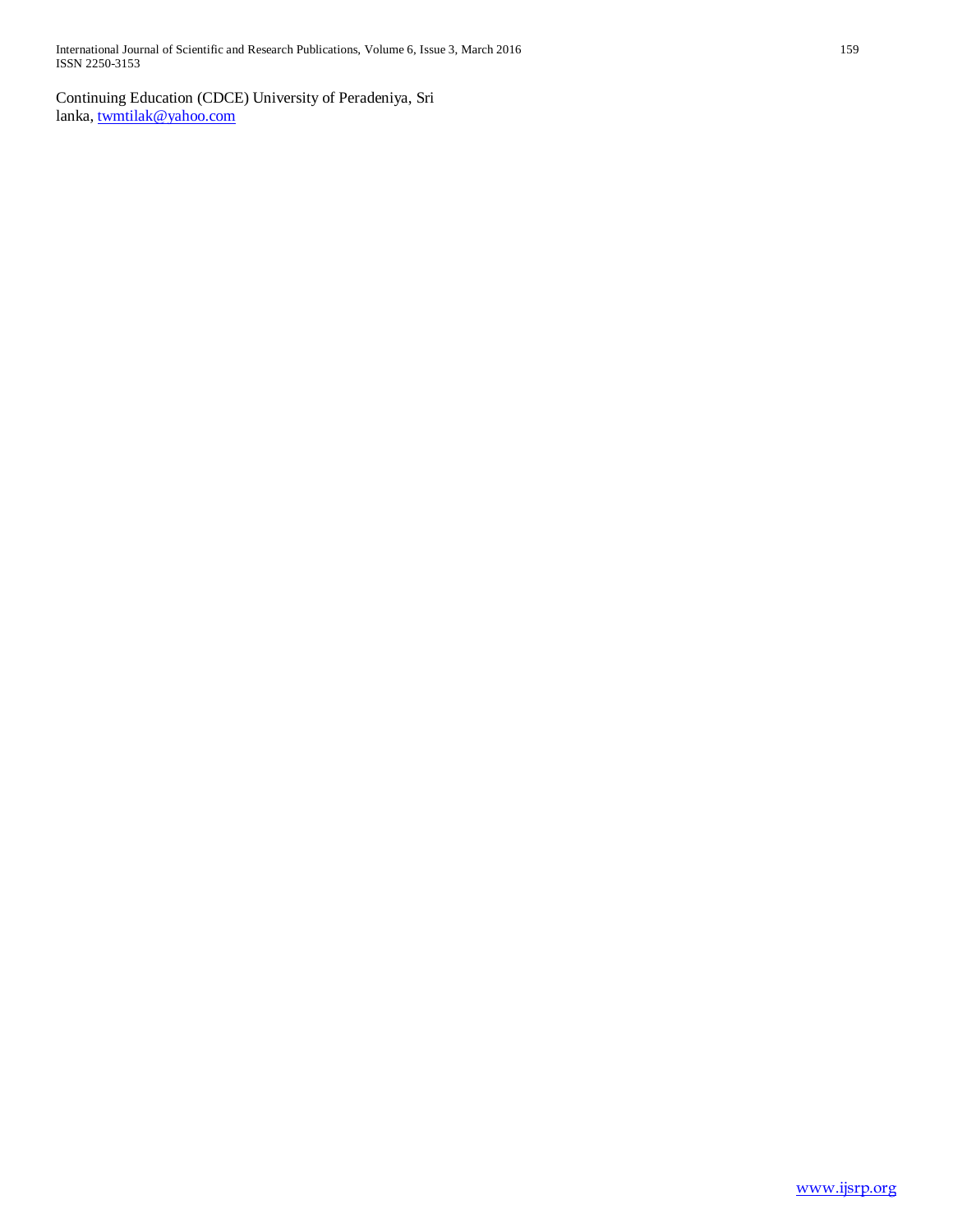Continuing Education (CDCE) University of Peradeniya, Sri lanka, twmtilak@yahoo.com